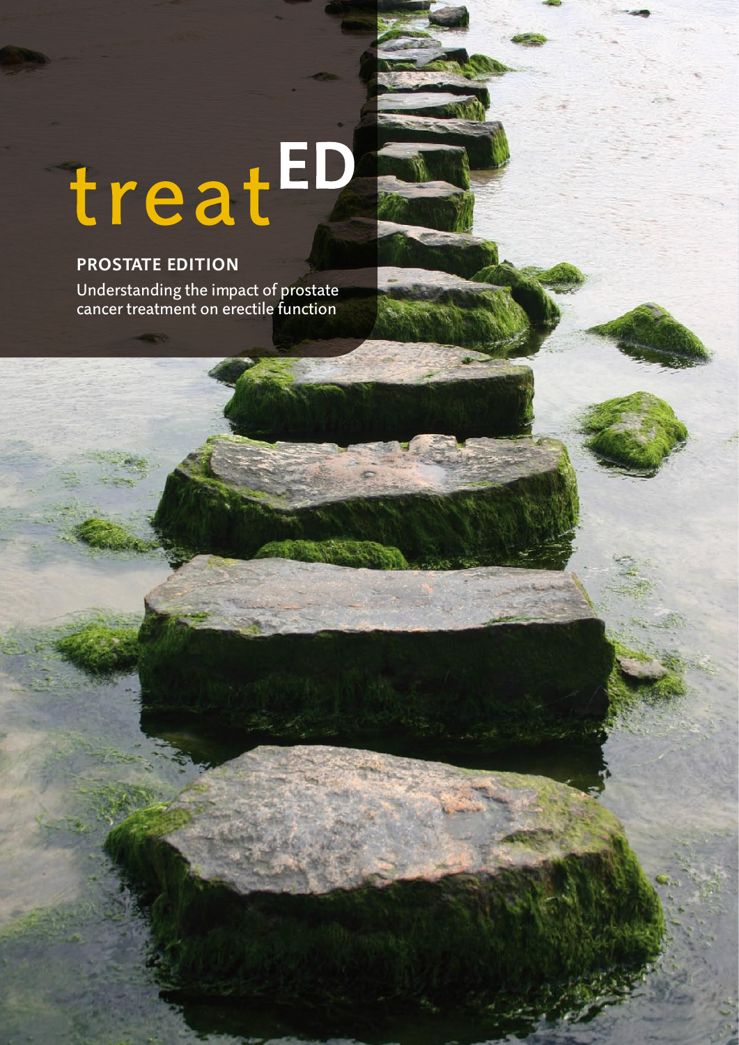# treat$^{ED}$

## PROSTATE EDITION

Understanding the impact of prostate cancer treatment on erectile function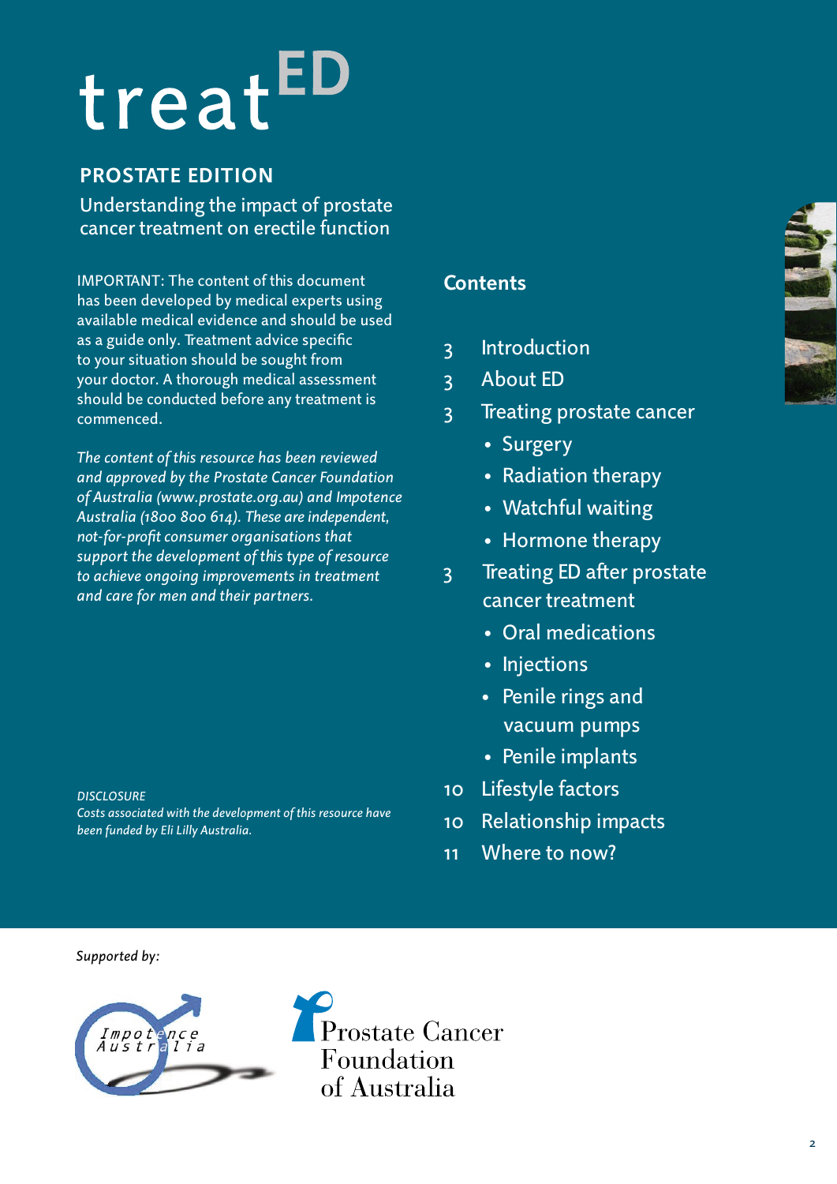# treat[ED]

## PROSTATE EDITION

Understanding the impact of prostate cancer treatment on erectile function

IMPORTANT: The content of this document has been developed by medical experts using available medical evidence and should be used as a guide only. Treatment advice specific to your situation should be sought from your doctor. A thorough medical assessment should be conducted before any treatment is commenced.

*The content of this resource has been reviewed and approved by the Prostate Cancer Foundation of Australia (www.prostate.org.au) and Impotence Australia (1800 800 614). These are independent, not-for-profit consumer organisations that support the development of this type of resource to achieve ongoing improvements in treatment and care for men and their partners.*

*DISCLOSURE*
*Costs associated with the development of this resource have been funded by Eli Lilly Australia.*

## Contents

- 3 Introduction
- 3 About ED
- 3 Treating prostate cancer
  - Surgery
  - Radiation therapy
  - Watchful waiting
  - Hormone therapy
- 3 Treating ED after prostate cancer treatment
  - Oral medications
  - Injections
  - Penile rings and vacuum pumps
  - Penile implants
- 10 Lifestyle factors
- 10 Relationship impacts
- 11 Where to now?

*Supported by:*

Impotence Australia

Prostate Cancer Foundation of Australia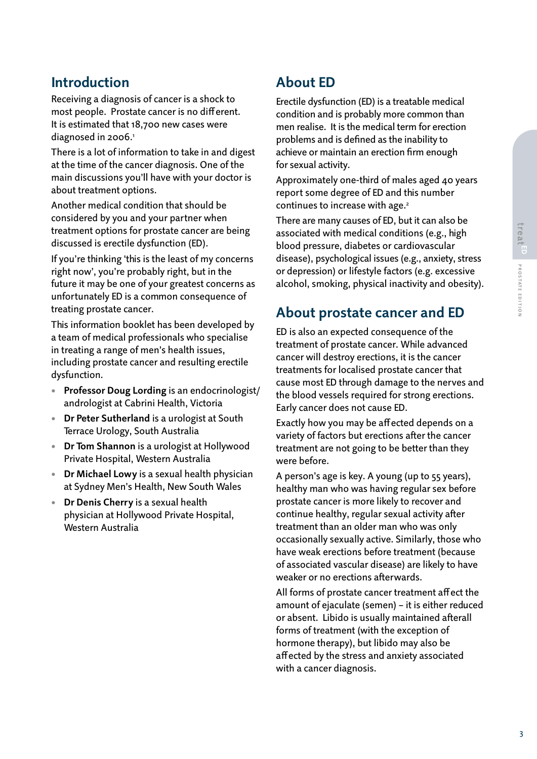## Introduction

Receiving a diagnosis of cancer is a shock to most people. Prostate cancer is no different. It is estimated that 18,700 new cases were diagnosed in 2006.[1]

There is a lot of information to take in and digest at the time of the cancer diagnosis. One of the main discussions you'll have with your doctor is about treatment options.

Another medical condition that should be considered by you and your partner when treatment options for prostate cancer are being discussed is erectile dysfunction (ED).

If you're thinking 'this is the least of my concerns right now', you're probably right, but in the future it may be one of your greatest concerns as unfortunately ED is a common consequence of treating prostate cancer.

This information booklet has been developed by a team of medical professionals who specialise in treating a range of men's health issues, including prostate cancer and resulting erectile dysfunction.

- **Professor Doug Lording** is an endocrinologist/andrologist at Cabrini Health, Victoria
- **Dr Peter Sutherland** is a urologist at South Terrace Urology, South Australia
- **Dr Tom Shannon** is a urologist at Hollywood Private Hospital, Western Australia
- **Dr Michael Lowy** is a sexual health physician at Sydney Men's Health, New South Wales
- **Dr Denis Cherry** is a sexual health physician at Hollywood Private Hospital, Western Australia

## About ED

Erectile dysfunction (ED) is a treatable medical condition and is probably more common than men realise. It is the medical term for erection problems and is defined as the inability to achieve or maintain an erection firm enough for sexual activity.

Approximately one-third of males aged 40 years report some degree of ED and this number continues to increase with age.[2]

There are many causes of ED, but it can also be associated with medical conditions (e.g., high blood pressure, diabetes or cardiovascular disease), psychological issues (e.g., anxiety, stress or depression) or lifestyle factors (e.g. excessive alcohol, smoking, physical inactivity and obesity).

## About prostate cancer and ED

ED is also an expected consequence of the treatment of prostate cancer. While advanced cancer will destroy erections, it is the cancer treatments for localised prostate cancer that cause most ED through damage to the nerves and the blood vessels required for strong erections. Early cancer does not cause ED.

Exactly how you may be affected depends on a variety of factors but erections after the cancer treatment are not going to be better than they were before.

A person's age is key. A young (up to 55 years), healthy man who was having regular sex before prostate cancer is more likely to recover and continue healthy, regular sexual activity after treatment than an older man who was only occasionally sexually active. Similarly, those who have weak erections before treatment (because of associated vascular disease) are likely to have weaker or no erections afterwards.

All forms of prostate cancer treatment affect the amount of ejaculate (semen) – it is either reduced or absent. Libido is usually maintained afterall forms of treatment (with the exception of hormone therapy), but libido may also be affected by the stress and anxiety associated with a cancer diagnosis.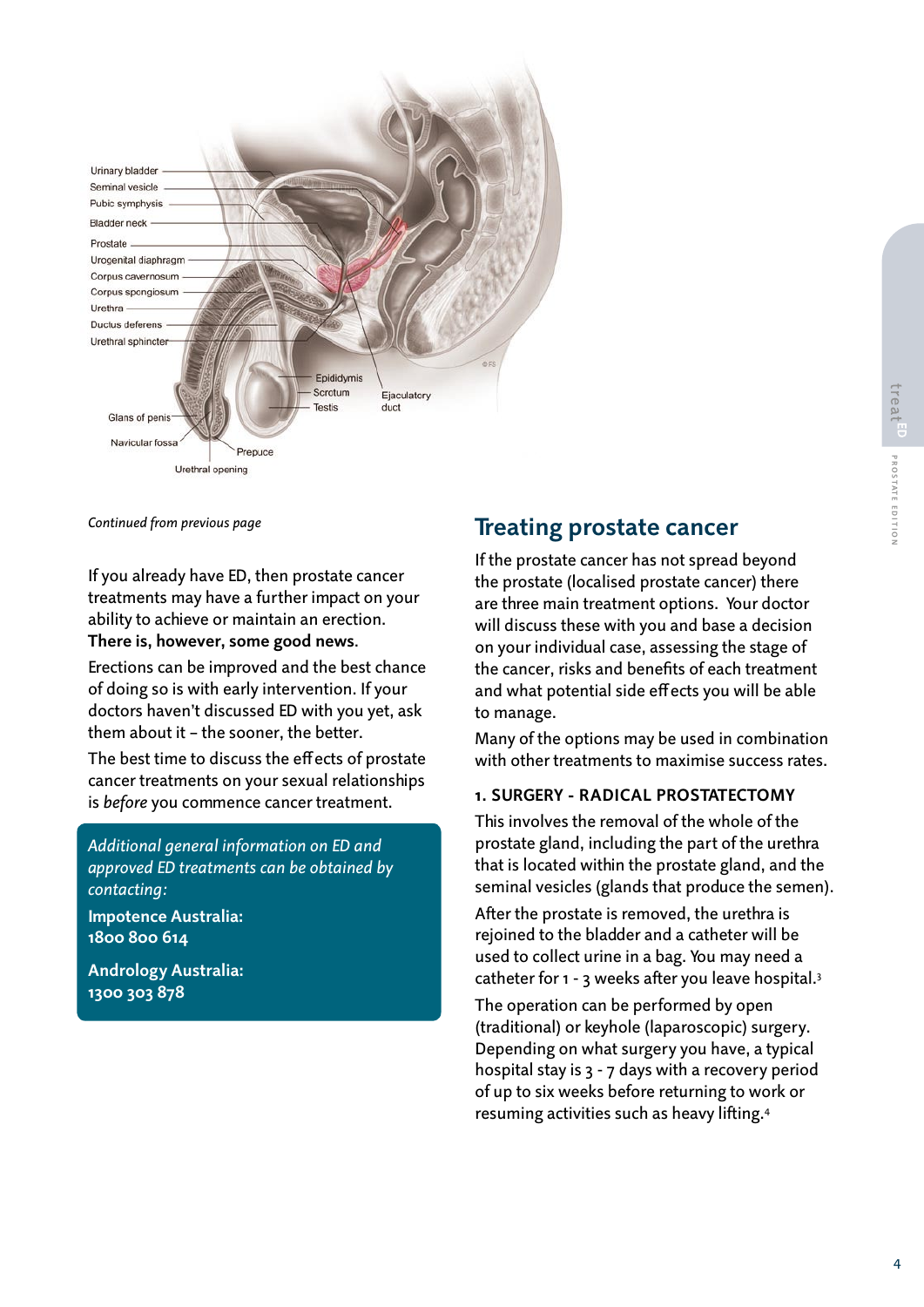Urinary bladder
Seminal vesicle
Pubic symphysis
Bladder neck
Prostate
Urogenital diaphragm
Corpus cavernosum
Corpus spongiosum
Urethra
Ductus deferens
Urethral sphincter
Epididymis
Scrotum
Testis
Ejaculatory duct
Glans of penis
Navicular fossa
Prepuce
Urethral opening

*Continued from previous page*

If you already have ED, then prostate cancer treatments may have a further impact on your ability to achieve or maintain an erection. **There is, however, some good news**.

Erections can be improved and the best chance of doing so is with early intervention. If your doctors haven't discussed ED with you yet, ask them about it – the sooner, the better.

The best time to discuss the effects of prostate cancer treatments on your sexual relationships is *before* you commence cancer treatment.

*Additional general information on ED and approved ED treatments can be obtained by contacting:*

**Impotence Australia: 1800 800 614**

**Andrology Australia: 1300 303 878**

## Treating prostate cancer

If the prostate cancer has not spread beyond the prostate (localised prostate cancer) there are three main treatment options. Your doctor will discuss these with you and base a decision on your individual case, assessing the stage of the cancer, risks and benefits of each treatment and what potential side effects you will be able to manage.

Many of the options may be used in combination with other treatments to maximise success rates.

### 1. SURGERY - RADICAL PROSTATECTOMY

This involves the removal of the whole of the prostate gland, including the part of the urethra that is located within the prostate gland, and the seminal vesicles (glands that produce the semen).

After the prostate is removed, the urethra is rejoined to the bladder and a catheter will be used to collect urine in a bag. You may need a catheter for 1 - 3 weeks after you leave hospital.[3]

The operation can be performed by open (traditional) or keyhole (laparoscopic) surgery. Depending on what surgery you have, a typical hospital stay is 3 - 7 days with a recovery period of up to six weeks before returning to work or resuming activities such as heavy lifting.[4]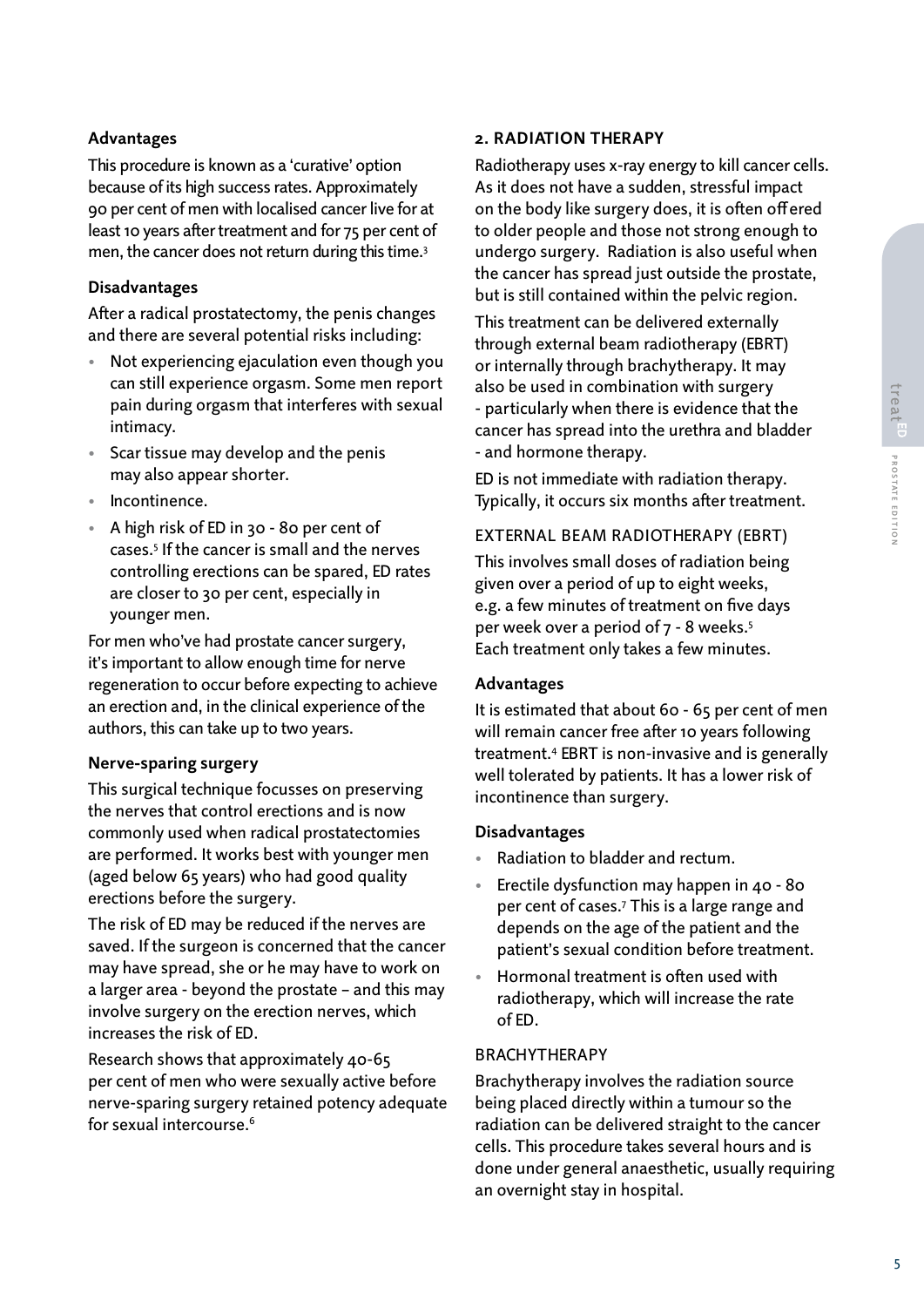### Advantages

This procedure is known as a 'curative' option because of its high success rates. Approximately 90 per cent of men with localised cancer live for at least 10 years after treatment and for 75 per cent of men, the cancer does not return during this time.[3]

### Disadvantages

After a radical prostatectomy, the penis changes and there are several potential risks including:

- Not experiencing ejaculation even though you can still experience orgasm. Some men report pain during orgasm that interferes with sexual intimacy.
- Scar tissue may develop and the penis may also appear shorter.
- Incontinence.
- A high risk of ED in 30 - 80 per cent of cases.[5] If the cancer is small and the nerves controlling erections can be spared, ED rates are closer to 30 per cent, especially in younger men.

For men who've had prostate cancer surgery, it's important to allow enough time for nerve regeneration to occur before expecting to achieve an erection and, in the clinical experience of the authors, this can take up to two years.

### Nerve-sparing surgery

This surgical technique focusses on preserving the nerves that control erections and is now commonly used when radical prostatectomies are performed. It works best with younger men (aged below 65 years) who had good quality erections before the surgery.

The risk of ED may be reduced if the nerves are saved. If the surgeon is concerned that the cancer may have spread, she or he may have to work on a larger area - beyond the prostate – and this may involve surgery on the erection nerves, which increases the risk of ED.

Research shows that approximately 40-65 per cent of men who were sexually active before nerve-sparing surgery retained potency adequate for sexual intercourse.[6]

## 2. RADIATION THERAPY

Radiotherapy uses x-ray energy to kill cancer cells. As it does not have a sudden, stressful impact on the body like surgery does, it is often offered to older people and those not strong enough to undergo surgery. Radiation is also useful when the cancer has spread just outside the prostate, but is still contained within the pelvic region.

This treatment can be delivered externally through external beam radiotherapy (EBRT) or internally through brachytherapy. It may also be used in combination with surgery - particularly when there is evidence that the cancer has spread into the urethra and bladder - and hormone therapy.

ED is not immediate with radiation therapy. Typically, it occurs six months after treatment.

### EXTERNAL BEAM RADIOTHERAPY (EBRT)

This involves small doses of radiation being given over a period of up to eight weeks, e.g. a few minutes of treatment on five days per week over a period of 7 - 8 weeks.[5] Each treatment only takes a few minutes.

### Advantages

It is estimated that about 60 - 65 per cent of men will remain cancer free after 10 years following treatment.[4] EBRT is non-invasive and is generally well tolerated by patients. It has a lower risk of incontinence than surgery.

### Disadvantages

- Radiation to bladder and rectum.
- Erectile dysfunction may happen in 40 - 80 per cent of cases.[7] This is a large range and depends on the age of the patient and the patient's sexual condition before treatment.
- Hormonal treatment is often used with radiotherapy, which will increase the rate of ED.

### BRACHYTHERAPY

Brachytherapy involves the radiation source being placed directly within a tumour so the radiation can be delivered straight to the cancer cells. This procedure takes several hours and is done under general anaesthetic, usually requiring an overnight stay in hospital.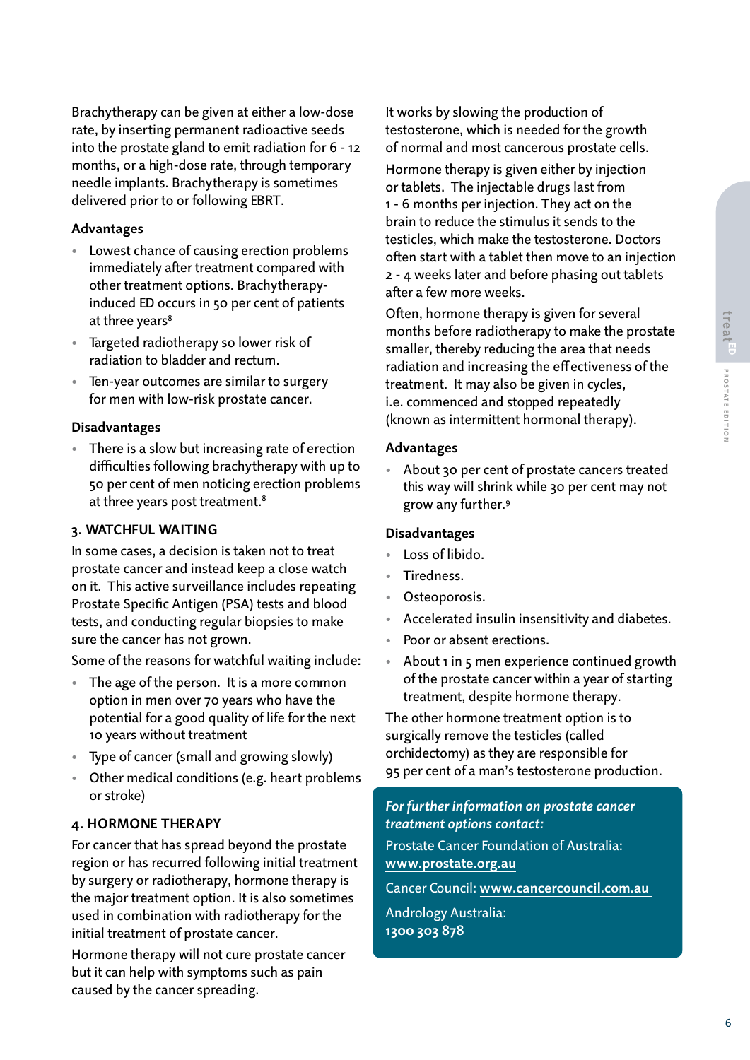Brachytherapy can be given at either a low-dose rate, by inserting permanent radioactive seeds into the prostate gland to emit radiation for 6 - 12 months, or a high-dose rate, through temporary needle implants. Brachytherapy is sometimes delivered prior to or following EBRT.

#### Advantages

- Lowest chance of causing erection problems immediately after treatment compared with other treatment options. Brachytherapy-induced ED occurs in 50 per cent of patients at three years[8]
- Targeted radiotherapy so lower risk of radiation to bladder and rectum.
- Ten-year outcomes are similar to surgery for men with low-risk prostate cancer.

#### Disadvantages

- There is a slow but increasing rate of erection difficulties following brachytherapy with up to 50 per cent of men noticing erection problems at three years post treatment.[8]

### 3. WATCHFUL WAITING

In some cases, a decision is taken not to treat prostate cancer and instead keep a close watch on it. This active surveillance includes repeating Prostate Specific Antigen (PSA) tests and blood tests, and conducting regular biopsies to make sure the cancer has not grown.

Some of the reasons for watchful waiting include:

- The age of the person. It is a more common option in men over 70 years who have the potential for a good quality of life for the next 10 years without treatment
- Type of cancer (small and growing slowly)
- Other medical conditions (e.g. heart problems or stroke)

### 4. HORMONE THERAPY

For cancer that has spread beyond the prostate region or has recurred following initial treatment by surgery or radiotherapy, hormone therapy is the major treatment option. It is also sometimes used in combination with radiotherapy for the initial treatment of prostate cancer.

Hormone therapy will not cure prostate cancer but it can help with symptoms such as pain caused by the cancer spreading.

It works by slowing the production of testosterone, which is needed for the growth of normal and most cancerous prostate cells.

Hormone therapy is given either by injection or tablets. The injectable drugs last from 1 - 6 months per injection. They act on the brain to reduce the stimulus it sends to the testicles, which make the testosterone. Doctors often start with a tablet then move to an injection 2 - 4 weeks later and before phasing out tablets after a few more weeks.

Often, hormone therapy is given for several months before radiotherapy to make the prostate smaller, thereby reducing the area that needs radiation and increasing the effectiveness of the treatment. It may also be given in cycles, i.e. commenced and stopped repeatedly (known as intermittent hormonal therapy).

#### Advantages

- About 30 per cent of prostate cancers treated this way will shrink while 30 per cent may not grow any further.[9]

#### Disadvantages

- Loss of libido.
- Tiredness.
- Osteoporosis.
- Accelerated insulin insensitivity and diabetes.
- Poor or absent erections.
- About 1 in 5 men experience continued growth of the prostate cancer within a year of starting treatment, despite hormone therapy.

The other hormone treatment option is to surgically remove the testicles (called orchidectomy) as they are responsible for 95 per cent of a man's testosterone production.

***For further information on prostate cancer treatment options contact:***

Prostate Cancer Foundation of Australia: **www.prostate.org.au**

Cancer Council: **www.cancercouncil.com.au**

Andrology Australia: **1300 303 878**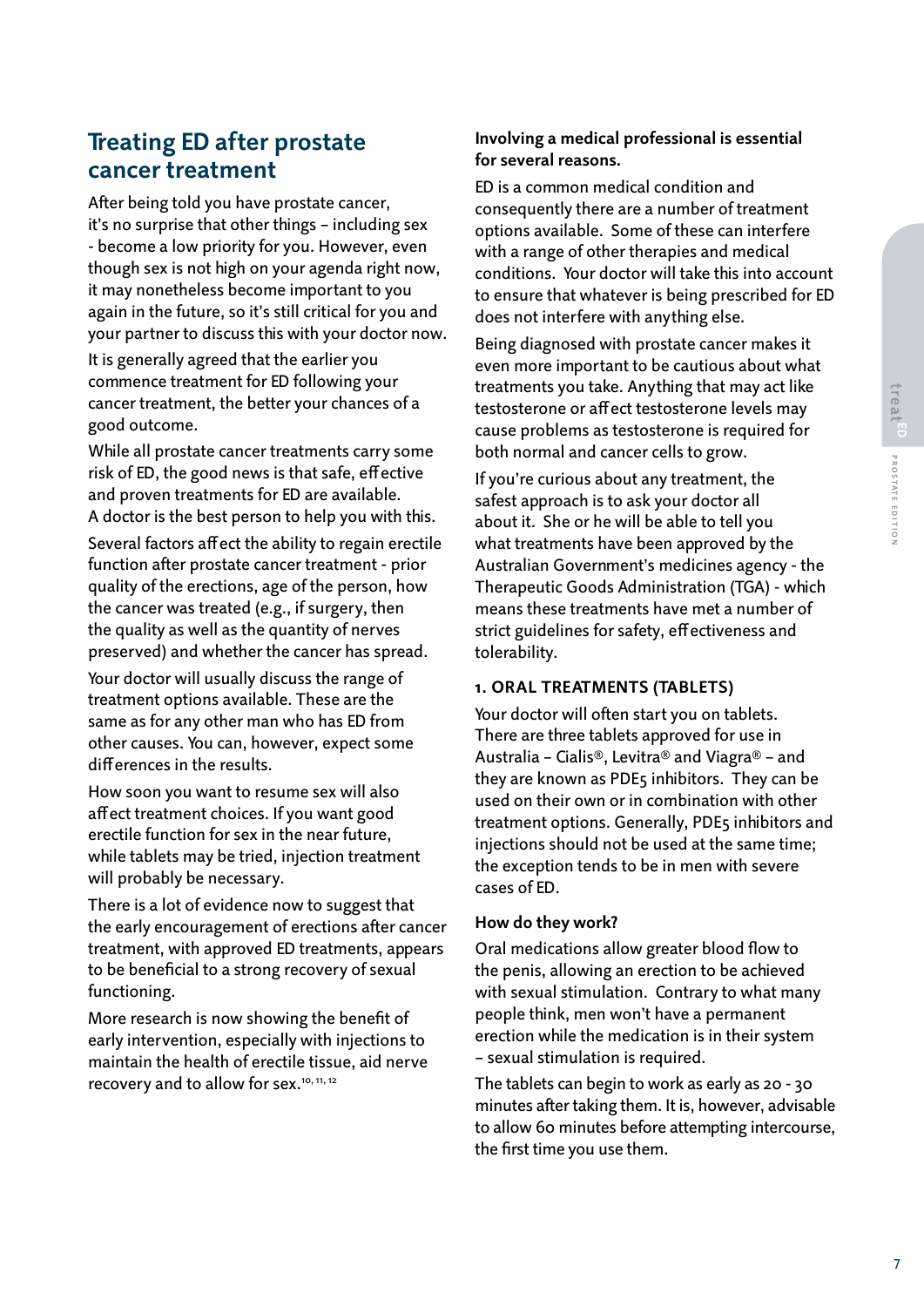## Treating ED after prostate cancer treatment

After being told you have prostate cancer, it's no surprise that other things – including sex - become a low priority for you. However, even though sex is not high on your agenda right now, it may nonetheless become important to you again in the future, so it's still critical for you and your partner to discuss this with your doctor now.

It is generally agreed that the earlier you commence treatment for ED following your cancer treatment, the better your chances of a good outcome.

While all prostate cancer treatments carry some risk of ED, the good news is that safe, effective and proven treatments for ED are available. A doctor is the best person to help you with this.

Several factors affect the ability to regain erectile function after prostate cancer treatment - prior quality of the erections, age of the person, how the cancer was treated (e.g., if surgery, then the quality as well as the quantity of nerves preserved) and whether the cancer has spread.

Your doctor will usually discuss the range of treatment options available. These are the same as for any other man who has ED from other causes. You can, however, expect some differences in the results.

How soon you want to resume sex will also affect treatment choices. If you want good erectile function for sex in the near future, while tablets may be tried, injection treatment will probably be necessary.

There is a lot of evidence now to suggest that the early encouragement of erections after cancer treatment, with approved ED treatments, appears to be beneficial to a strong recovery of sexual functioning.

More research is now showing the benefit of early intervention, especially with injections to maintain the health of erectile tissue, aid nerve recovery and to allow for sex.[10, 11, 12]

**Involving a medical professional is essential for several reasons.**

ED is a common medical condition and consequently there are a number of treatment options available. Some of these can interfere with a range of other therapies and medical conditions. Your doctor will take this into account to ensure that whatever is being prescribed for ED does not interfere with anything else.

Being diagnosed with prostate cancer makes it even more important to be cautious about what treatments you take. Anything that may act like testosterone or affect testosterone levels may cause problems as testosterone is required for both normal and cancer cells to grow.

If you're curious about any treatment, the safest approach is to ask your doctor all about it. She or he will be able to tell you what treatments have been approved by the Australian Government's medicines agency - the Therapeutic Goods Administration (TGA) - which means these treatments have met a number of strict guidelines for safety, effectiveness and tolerability.

### 1. ORAL TREATMENTS (TABLETS)

Your doctor will often start you on tablets. There are three tablets approved for use in Australia – Cialis®, Levitra® and Viagra® – and they are known as PDE5 inhibitors. They can be used on their own or in combination with other treatment options. Generally, PDE5 inhibitors and injections should not be used at the same time; the exception tends to be in men with severe cases of ED.

**How do they work?**

Oral medications allow greater blood flow to the penis, allowing an erection to be achieved with sexual stimulation. Contrary to what many people think, men won't have a permanent erection while the medication is in their system – sexual stimulation is required.

The tablets can begin to work as early as 20 - 30 minutes after taking them. It is, however, advisable to allow 60 minutes before attempting intercourse, the first time you use them.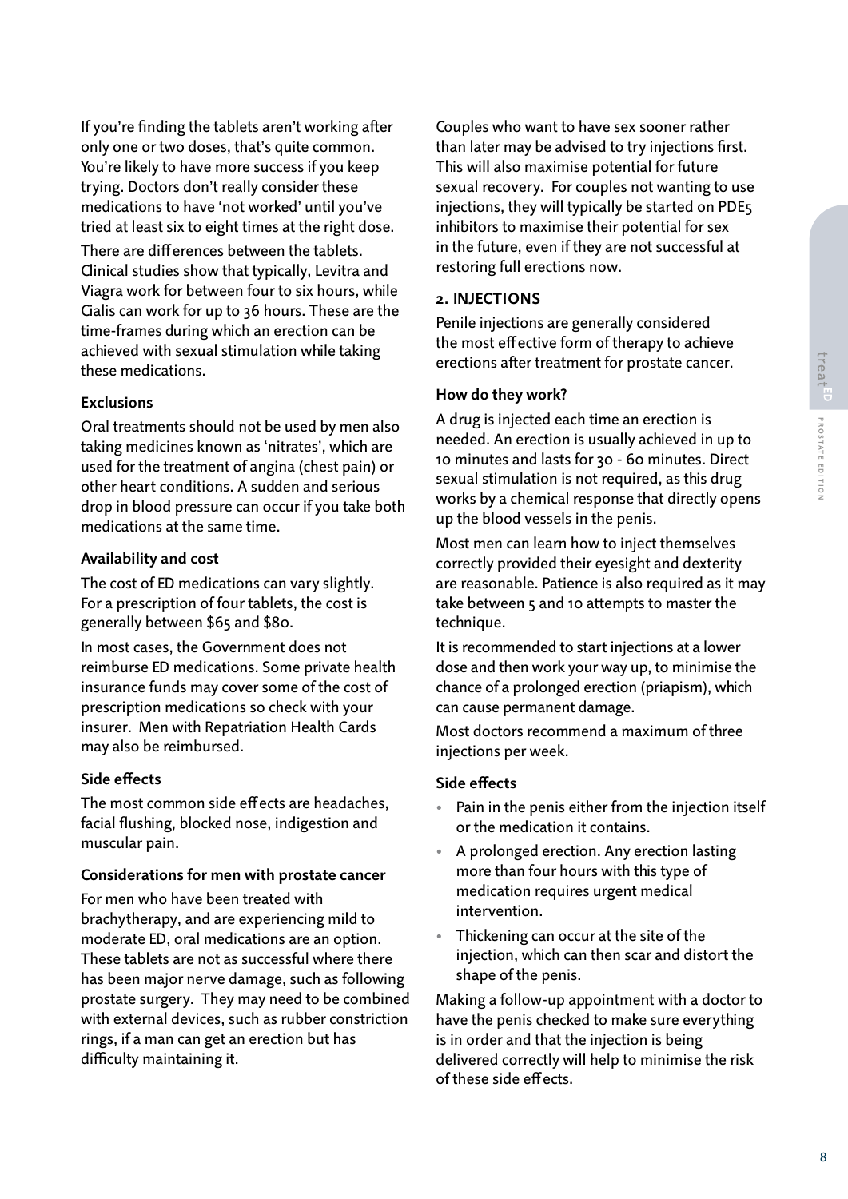If you're finding the tablets aren't working after only one or two doses, that's quite common. You're likely to have more success if you keep trying. Doctors don't really consider these medications to have 'not worked' until you've tried at least six to eight times at the right dose.

There are differences between the tablets. Clinical studies show that typically, Levitra and Viagra work for between four to six hours, while Cialis can work for up to 36 hours. These are the time-frames during which an erection can be achieved with sexual stimulation while taking these medications.

#### Exclusions

Oral treatments should not be used by men also taking medicines known as 'nitrates', which are used for the treatment of angina (chest pain) or other heart conditions. A sudden and serious drop in blood pressure can occur if you take both medications at the same time.

#### Availability and cost

The cost of ED medications can vary slightly. For a prescription of four tablets, the cost is generally between $65 and $80.

In most cases, the Government does not reimburse ED medications. Some private health insurance funds may cover some of the cost of prescription medications so check with your insurer. Men with Repatriation Health Cards may also be reimbursed.

#### Side effects

The most common side effects are headaches, facial flushing, blocked nose, indigestion and muscular pain.

#### Considerations for men with prostate cancer

For men who have been treated with brachytherapy, and are experiencing mild to moderate ED, oral medications are an option. These tablets are not as successful where there has been major nerve damage, such as following prostate surgery. They may need to be combined with external devices, such as rubber constriction rings, if a man can get an erection but has difficulty maintaining it.

Couples who want to have sex sooner rather than later may be advised to try injections first. This will also maximise potential for future sexual recovery. For couples not wanting to use injections, they will typically be started on PDE5 inhibitors to maximise their potential for sex in the future, even if they are not successful at restoring full erections now.

### 2. INJECTIONS

Penile injections are generally considered the most effective form of therapy to achieve erections after treatment for prostate cancer.

#### How do they work?

A drug is injected each time an erection is needed. An erection is usually achieved in up to 10 minutes and lasts for 30 - 60 minutes. Direct sexual stimulation is not required, as this drug works by a chemical response that directly opens up the blood vessels in the penis.

Most men can learn how to inject themselves correctly provided their eyesight and dexterity are reasonable. Patience is also required as it may take between 5 and 10 attempts to master the technique.

It is recommended to start injections at a lower dose and then work your way up, to minimise the chance of a prolonged erection (priapism), which can cause permanent damage.

Most doctors recommend a maximum of three injections per week.

#### Side effects

- Pain in the penis either from the injection itself or the medication it contains.
- A prolonged erection. Any erection lasting more than four hours with this type of medication requires urgent medical intervention.
- Thickening can occur at the site of the injection, which can then scar and distort the shape of the penis.

Making a follow-up appointment with a doctor to have the penis checked to make sure everything is in order and that the injection is being delivered correctly will help to minimise the risk of these side effects.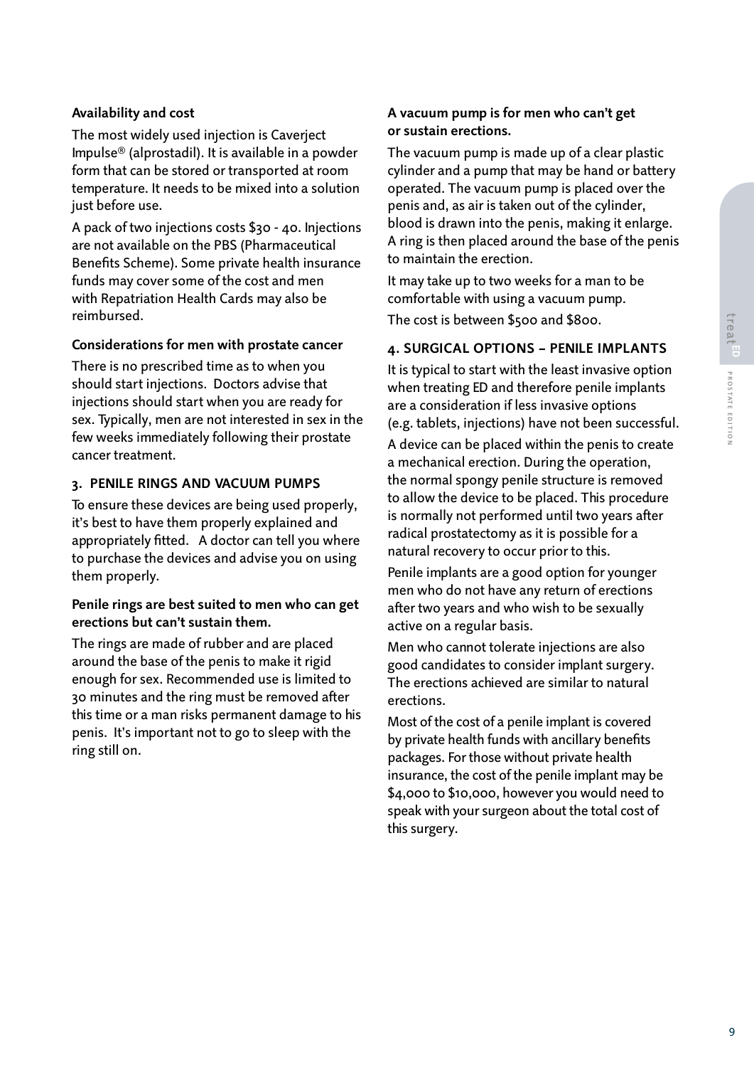**Availability and cost**

The most widely used injection is Caverject Impulse® (alprostadil). It is available in a powder form that can be stored or transported at room temperature. It needs to be mixed into a solution just before use.

A pack of two injections costs $30 - 40. Injections are not available on the PBS (Pharmaceutical Benefits Scheme). Some private health insurance funds may cover some of the cost and men with Repatriation Health Cards may also be reimbursed.

**Considerations for men with prostate cancer**

There is no prescribed time as to when you should start injections. Doctors advise that injections should start when you are ready for sex. Typically, men are not interested in sex in the few weeks immediately following their prostate cancer treatment.

## 3. PENILE RINGS AND VACUUM PUMPS

To ensure these devices are being used properly, it's best to have them properly explained and appropriately fitted. A doctor can tell you where to purchase the devices and advise you on using them properly.

**Penile rings are best suited to men who can get erections but can't sustain them.**

The rings are made of rubber and are placed around the base of the penis to make it rigid enough for sex. Recommended use is limited to 30 minutes and the ring must be removed after this time or a man risks permanent damage to his penis. It's important not to go to sleep with the ring still on.

**A vacuum pump is for men who can't get or sustain erections.**

The vacuum pump is made up of a clear plastic cylinder and a pump that may be hand or battery operated. The vacuum pump is placed over the penis and, as air is taken out of the cylinder, blood is drawn into the penis, making it enlarge. A ring is then placed around the base of the penis to maintain the erection.

It may take up to two weeks for a man to be comfortable with using a vacuum pump.

The cost is between $500 and $800.

## 4. SURGICAL OPTIONS – PENILE IMPLANTS

It is typical to start with the least invasive option when treating ED and therefore penile implants are a consideration if less invasive options (e.g. tablets, injections) have not been successful.

A device can be placed within the penis to create a mechanical erection. During the operation, the normal spongy penile structure is removed to allow the device to be placed. This procedure is normally not performed until two years after radical prostatectomy as it is possible for a natural recovery to occur prior to this.

Penile implants are a good option for younger men who do not have any return of erections after two years and who wish to be sexually active on a regular basis.

Men who cannot tolerate injections are also good candidates to consider implant surgery. The erections achieved are similar to natural erections.

Most of the cost of a penile implant is covered by private health funds with ancillary benefits packages. For those without private health insurance, the cost of the penile implant may be $4,000 to $10,000, however you would need to speak with your surgeon about the total cost of this surgery.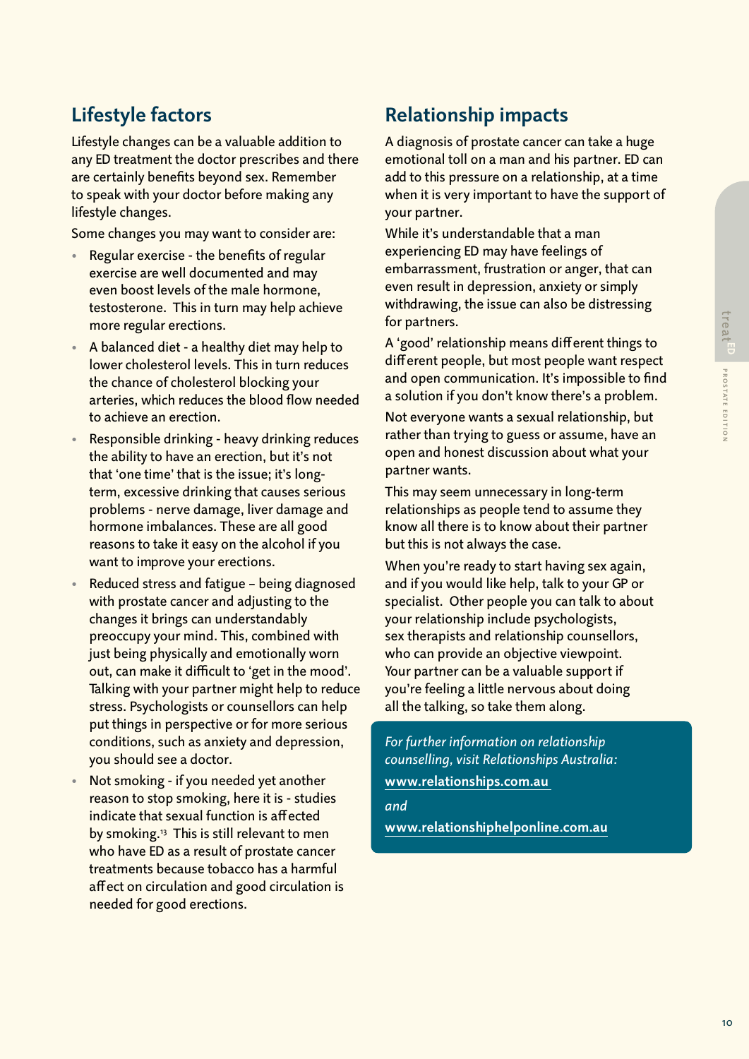## Lifestyle factors

Lifestyle changes can be a valuable addition to any ED treatment the doctor prescribes and there are certainly benefits beyond sex. Remember to speak with your doctor before making any lifestyle changes.

Some changes you may want to consider are:

- Regular exercise - the benefits of regular exercise are well documented and may even boost levels of the male hormone, testosterone. This in turn may help achieve more regular erections.
- A balanced diet - a healthy diet may help to lower cholesterol levels. This in turn reduces the chance of cholesterol blocking your arteries, which reduces the blood flow needed to achieve an erection.
- Responsible drinking - heavy drinking reduces the ability to have an erection, but it's not that 'one time' that is the issue; it's long-term, excessive drinking that causes serious problems - nerve damage, liver damage and hormone imbalances. These are all good reasons to take it easy on the alcohol if you want to improve your erections.
- Reduced stress and fatigue – being diagnosed with prostate cancer and adjusting to the changes it brings can understandably preoccupy your mind. This, combined with just being physically and emotionally worn out, can make it difficult to 'get in the mood'. Talking with your partner might help to reduce stress. Psychologists or counsellors can help put things in perspective or for more serious conditions, such as anxiety and depression, you should see a doctor.
- Not smoking - if you needed yet another reason to stop smoking, here it is - studies indicate that sexual function is affected by smoking.[13] This is still relevant to men who have ED as a result of prostate cancer treatments because tobacco has a harmful affect on circulation and good circulation is needed for good erections.

## Relationship impacts

A diagnosis of prostate cancer can take a huge emotional toll on a man and his partner. ED can add to this pressure on a relationship, at a time when it is very important to have the support of your partner.

While it's understandable that a man experiencing ED may have feelings of embarrassment, frustration or anger, that can even result in depression, anxiety or simply withdrawing, the issue can also be distressing for partners.

A 'good' relationship means different things to different people, but most people want respect and open communication. It's impossible to find a solution if you don't know there's a problem.

Not everyone wants a sexual relationship, but rather than trying to guess or assume, have an open and honest discussion about what your partner wants.

This may seem unnecessary in long-term relationships as people tend to assume they know all there is to know about their partner but this is not always the case.

When you're ready to start having sex again, and if you would like help, talk to your GP or specialist. Other people you can talk to about your relationship include psychologists, sex therapists and relationship counsellors, who can provide an objective viewpoint. Your partner can be a valuable support if you're feeling a little nervous about doing all the talking, so take them along.

*For further information on relationship counselling, visit Relationships Australia:*

**www.relationships.com.au**

*and*

**www.relationshiphelponline.com.au**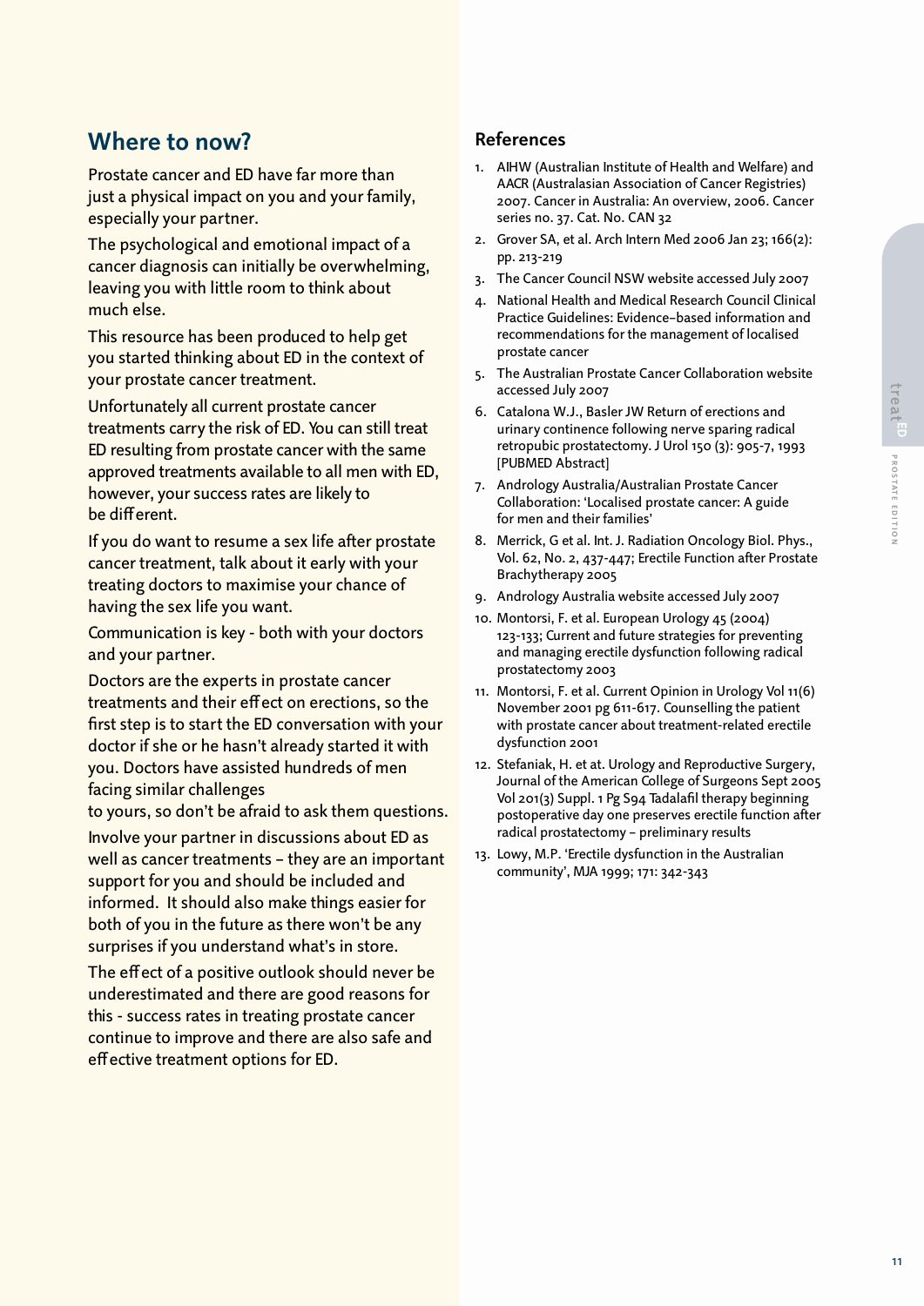## Where to now?

Prostate cancer and ED have far more than just a physical impact on you and your family, especially your partner.

The psychological and emotional impact of a cancer diagnosis can initially be overwhelming, leaving you with little room to think about much else.

This resource has been produced to help get you started thinking about ED in the context of your prostate cancer treatment.

Unfortunately all current prostate cancer treatments carry the risk of ED. You can still treat ED resulting from prostate cancer with the same approved treatments available to all men with ED, however, your success rates are likely to be different.

If you do want to resume a sex life after prostate cancer treatment, talk about it early with your treating doctors to maximise your chance of having the sex life you want.

Communication is key - both with your doctors and your partner.

Doctors are the experts in prostate cancer treatments and their effect on erections, so the first step is to start the ED conversation with your doctor if she or he hasn't already started it with you. Doctors have assisted hundreds of men facing similar challenges to yours, so don't be afraid to ask them questions.

Involve your partner in discussions about ED as well as cancer treatments – they are an important support for you and should be included and informed. It should also make things easier for both of you in the future as there won't be any surprises if you understand what's in store.

The effect of a positive outlook should never be underestimated and there are good reasons for this - success rates in treating prostate cancer continue to improve and there are also safe and effective treatment options for ED.

## References

1. AIHW (Australian Institute of Health and Welfare) and AACR (Australasian Association of Cancer Registries) 2007. Cancer in Australia: An overview, 2006. Cancer series no. 37. Cat. No. CAN 32
2. Grover SA, et al. Arch Intern Med 2006 Jan 23; 166(2): pp. 213-219
3. The Cancer Council NSW website accessed July 2007
4. National Health and Medical Research Council Clinical Practice Guidelines: Evidence–based information and recommendations for the management of localised prostate cancer
5. The Australian Prostate Cancer Collaboration website accessed July 2007
6. Catalona W.J., Basler JW Return of erections and urinary continence following nerve sparing radical retropubic prostatectomy. J Urol 150 (3): 905-7, 1993 [PUBMED Abstract]
7. Andrology Australia/Australian Prostate Cancer Collaboration: 'Localised prostate cancer: A guide for men and their families'
8. Merrick, G et al. Int. J. Radiation Oncology Biol. Phys., Vol. 62, No. 2, 437-447; Erectile Function after Prostate Brachytherapy 2005
9. Andrology Australia website accessed July 2007
10. Montorsi, F. et al. European Urology 45 (2004) 123-133; Current and future strategies for preventing and managing erectile dysfunction following radical prostatectomy 2003
11. Montorsi, F. et al. Current Opinion in Urology Vol 11(6) November 2001 pg 611-617. Counselling the patient with prostate cancer about treatment-related erectile dysfunction 2001
12. Stefaniak, H. et at. Urology and Reproductive Surgery, Journal of the American College of Surgeons Sept 2005 Vol 201(3) Suppl. 1 Pg S94 Tadalafil therapy beginning postoperative day one preserves erectile function after radical prostatectomy – preliminary results
13. Lowy, M.P. 'Erectile dysfunction in the Australian community', MJA 1999; 171: 342-343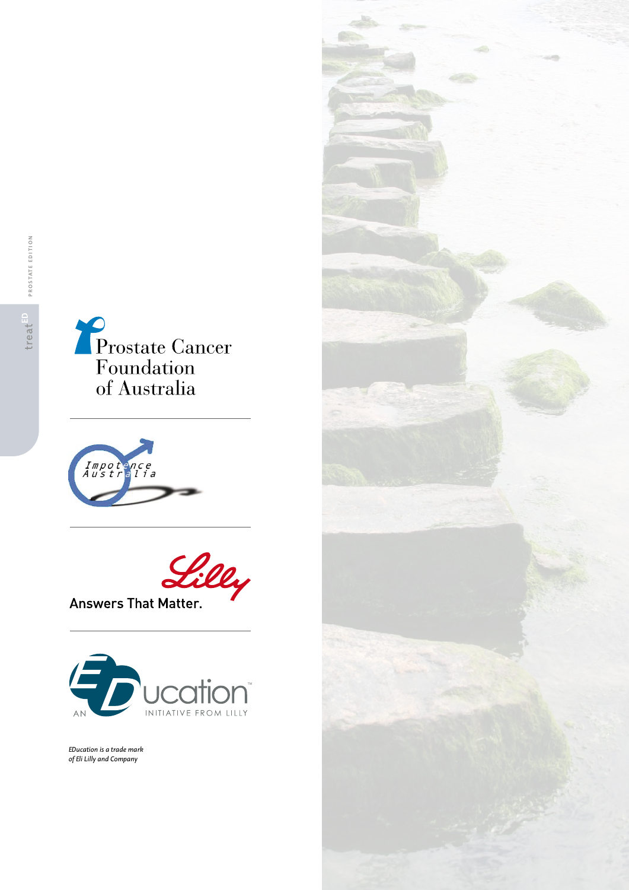Prostate Cancer Foundation of Australia

Impotence Australia

Lilly

Answers That Matter.

EDucation™

AN INITIATIVE FROM LILLY

*EDucation is a trade mark of Eli Lilly and Company*